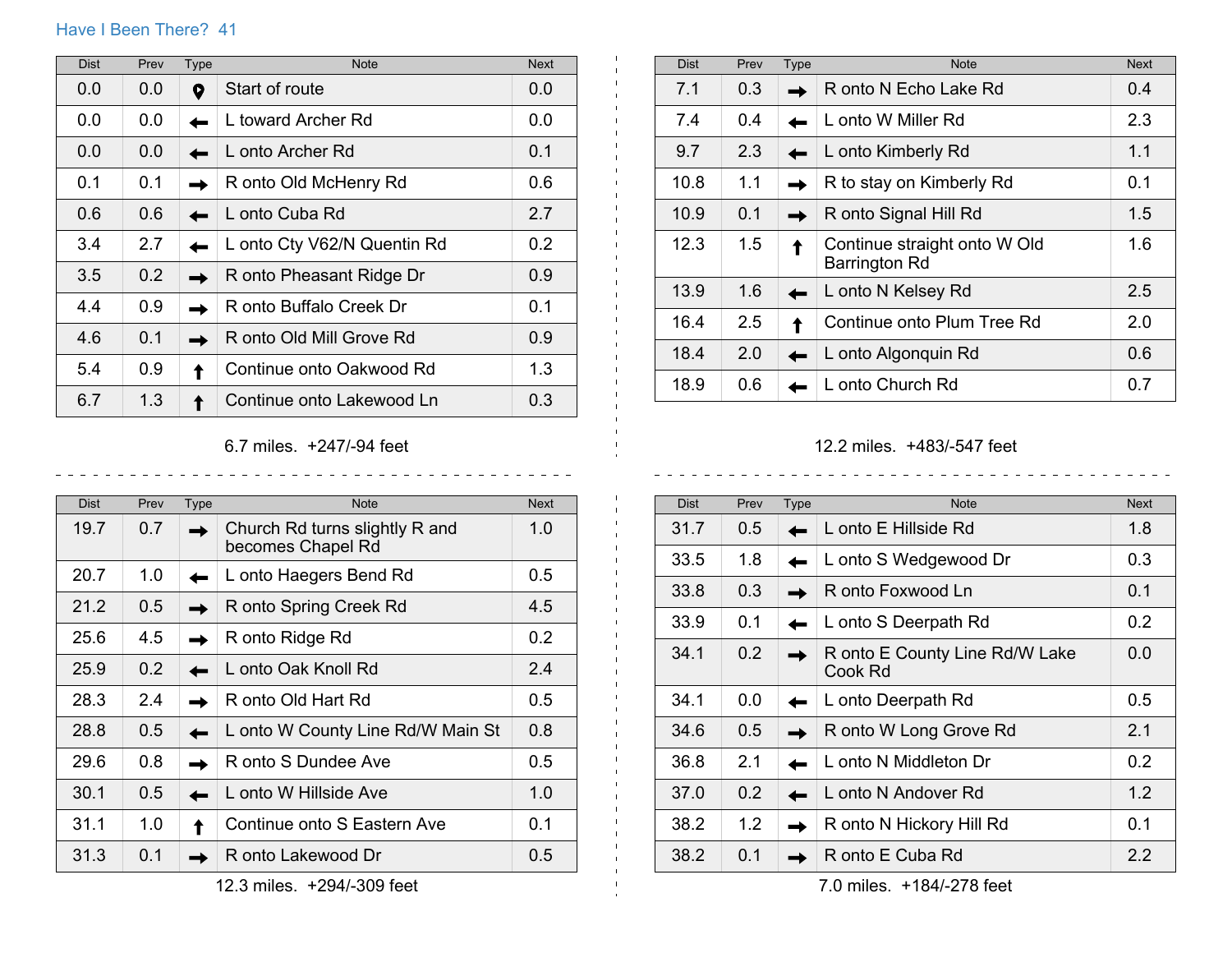# Have I Been There? 41

| Dist | Prev | Type | Note | Next |
|---|---|---|---|---|
| 0.0 | 0.0 | 📍 | Start of route | 0.0 |
| 0.0 | 0.0 | ← | L toward Archer Rd | 0.0 |
| 0.0 | 0.0 | ← | L onto Archer Rd | 0.1 |
| 0.1 | 0.1 | → | R onto Old McHenry Rd | 0.6 |
| 0.6 | 0.6 | ← | L onto Cuba Rd | 2.7 |
| 3.4 | 2.7 | ← | L onto Cty V62/N Quentin Rd | 0.2 |
| 3.5 | 0.2 | → | R onto Pheasant Ridge Dr | 0.9 |
| 4.4 | 0.9 | → | R onto Buffalo Creek Dr | 0.1 |
| 4.6 | 0.1 | → | R onto Old Mill Grove Rd | 0.9 |
| 5.4 | 0.9 | ↑ | Continue onto Oakwood Rd | 1.3 |
| 6.7 | 1.3 | ↑ | Continue onto Lakewood Ln | 0.3 |

6.7 miles. +247/-94 feet

| Dist | Prev | Type | Note | Next |
|---|---|---|---|---|
| 7.1 | 0.3 | → | R onto N Echo Lake Rd | 0.4 |
| 7.4 | 0.4 | ← | L onto W Miller Rd | 2.3 |
| 9.7 | 2.3 | ← | L onto Kimberly Rd | 1.1 |
| 10.8 | 1.1 | → | R to stay on Kimberly Rd | 0.1 |
| 10.9 | 0.1 | → | R onto Signal Hill Rd | 1.5 |
| 12.3 | 1.5 | ↑ | Continue straight onto W Old Barrington Rd | 1.6 |
| 13.9 | 1.6 | ← | L onto N Kelsey Rd | 2.5 |
| 16.4 | 2.5 | ↑ | Continue onto Plum Tree Rd | 2.0 |
| 18.4 | 2.0 | ← | L onto Algonquin Rd | 0.6 |
| 18.9 | 0.6 | ← | L onto Church Rd | 0.7 |

12.2 miles. +483/-547 feet

| Dist | Prev | Type | Note | Next |
|---|---|---|---|---|
| 19.7 | 0.7 | → | Church Rd turns slightly R and becomes Chapel Rd | 1.0 |
| 20.7 | 1.0 | ← | L onto Haegers Bend Rd | 0.5 |
| 21.2 | 0.5 | → | R onto Spring Creek Rd | 4.5 |
| 25.6 | 4.5 | → | R onto Ridge Rd | 0.2 |
| 25.9 | 0.2 | ← | L onto Oak Knoll Rd | 2.4 |
| 28.3 | 2.4 | → | R onto Old Hart Rd | 0.5 |
| 28.8 | 0.5 | ← | L onto W County Line Rd/W Main St | 0.8 |
| 29.6 | 0.8 | → | R onto S Dundee Ave | 0.5 |
| 30.1 | 0.5 | ← | L onto W Hillside Ave | 1.0 |
| 31.1 | 1.0 | ↑ | Continue onto S Eastern Ave | 0.1 |
| 31.3 | 0.1 | → | R onto Lakewood Dr | 0.5 |

12.3 miles. +294/-309 feet

| Dist | Prev | Type | Note | Next |
|---|---|---|---|---|
| 31.7 | 0.5 | ← | L onto E Hillside Rd | 1.8 |
| 33.5 | 1.8 | ← | L onto S Wedgewood Dr | 0.3 |
| 33.8 | 0.3 | → | R onto Foxwood Ln | 0.1 |
| 33.9 | 0.1 | ← | L onto S Deerpath Rd | 0.2 |
| 34.1 | 0.2 | → | R onto E County Line Rd/W Lake Cook Rd | 0.0 |
| 34.1 | 0.0 | ← | L onto Deerpath Rd | 0.5 |
| 34.6 | 0.5 | → | R onto W Long Grove Rd | 2.1 |
| 36.8 | 2.1 | ← | L onto N Middleton Dr | 0.2 |
| 37.0 | 0.2 | ← | L onto N Andover Rd | 1.2 |
| 38.2 | 1.2 | → | R onto N Hickory Hill Rd | 0.1 |
| 38.2 | 0.1 | → | R onto E Cuba Rd | 2.2 |

7.0 miles. +184/-278 feet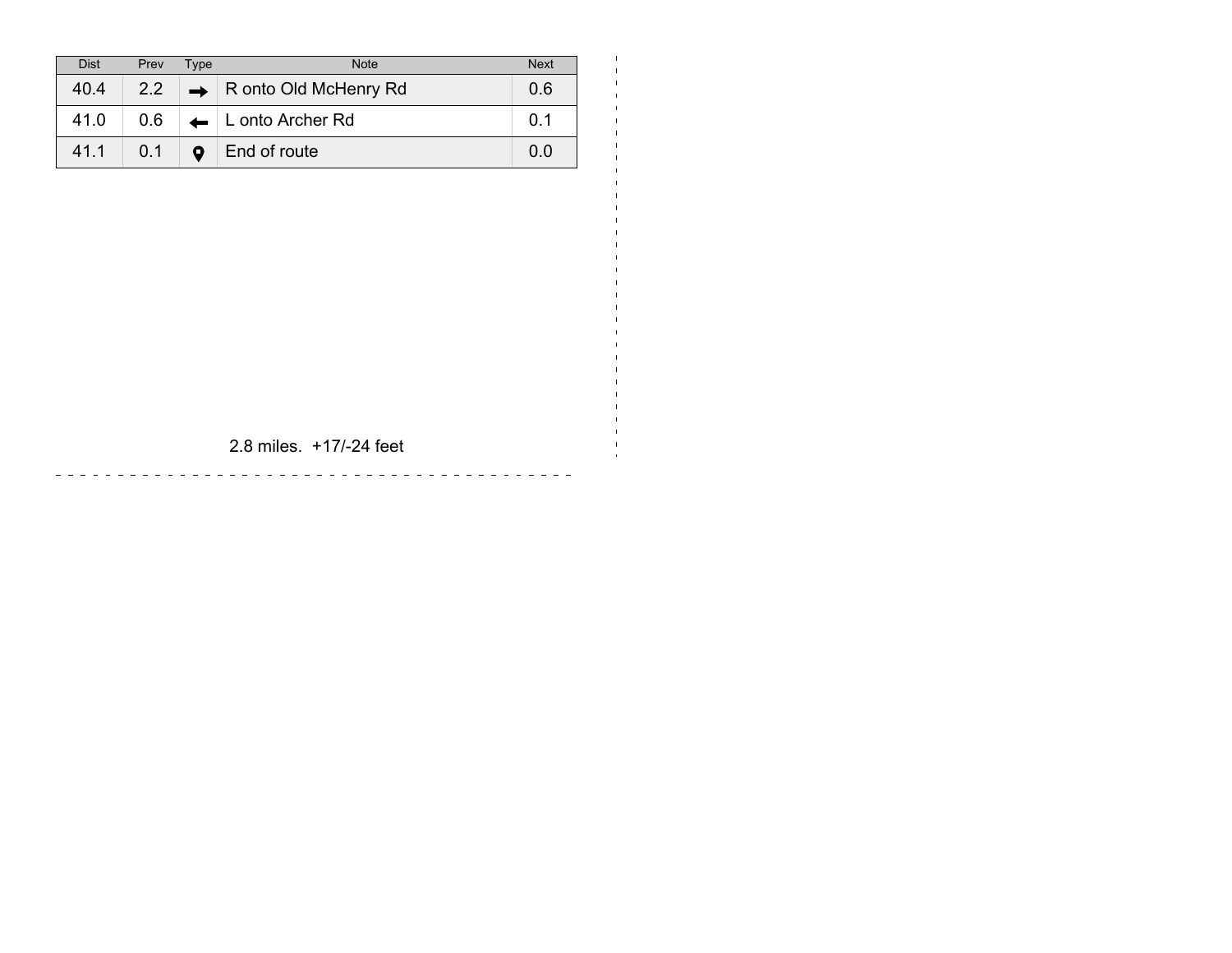| Dist | Prev | Type | Note | Next |
|---|---|---|---|---|
| 40.4 | 2.2 | ➡ | R onto Old McHenry Rd | 0.6 |
| 41.0 | 0.6 | ⬅ | L onto Archer Rd | 0.1 |
| 41.1 | 0.1 | 📍 | End of route | 0.0 |

2.8 miles. +17/-24 feet